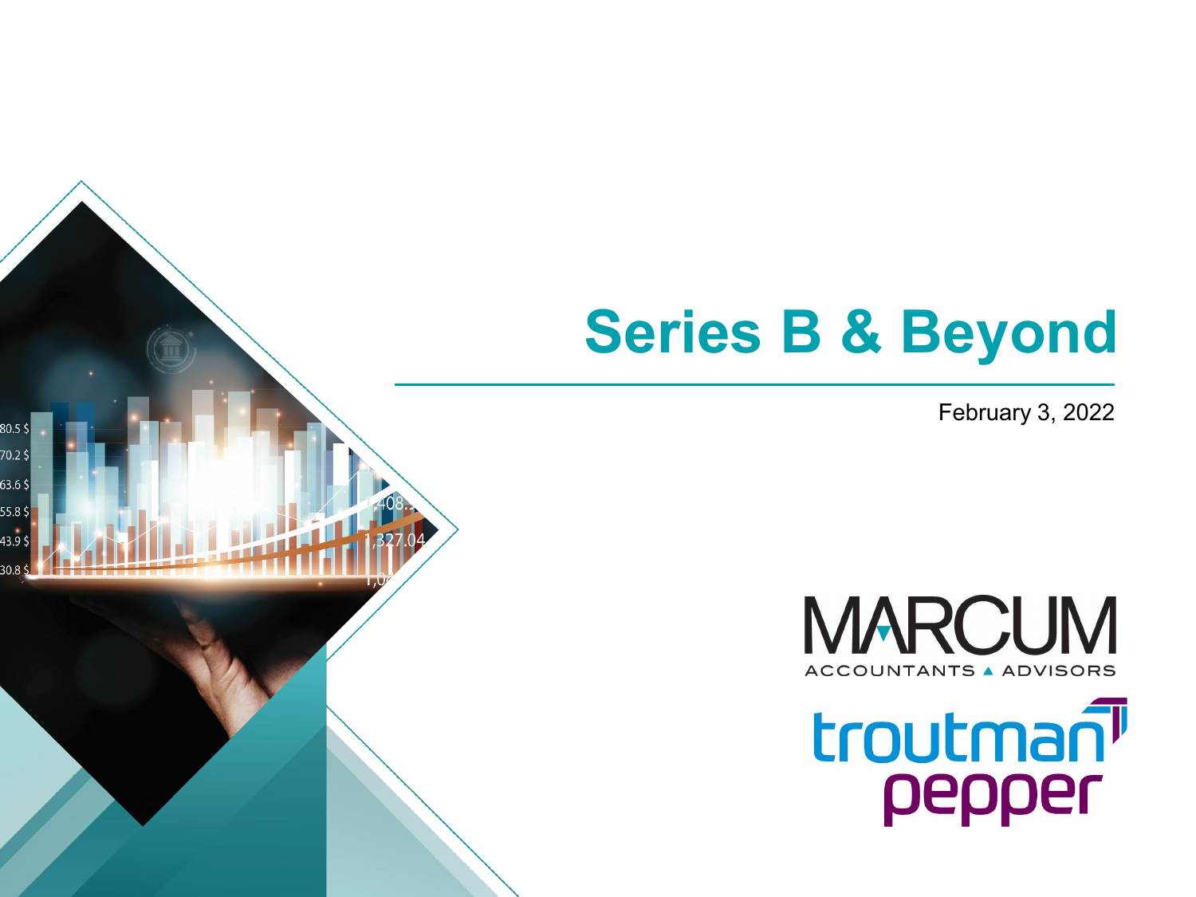# Series B & Beyond

February 3, 2022

MARCUM
ACCOUNTANTS ▲ ADVISORS

troutman pepper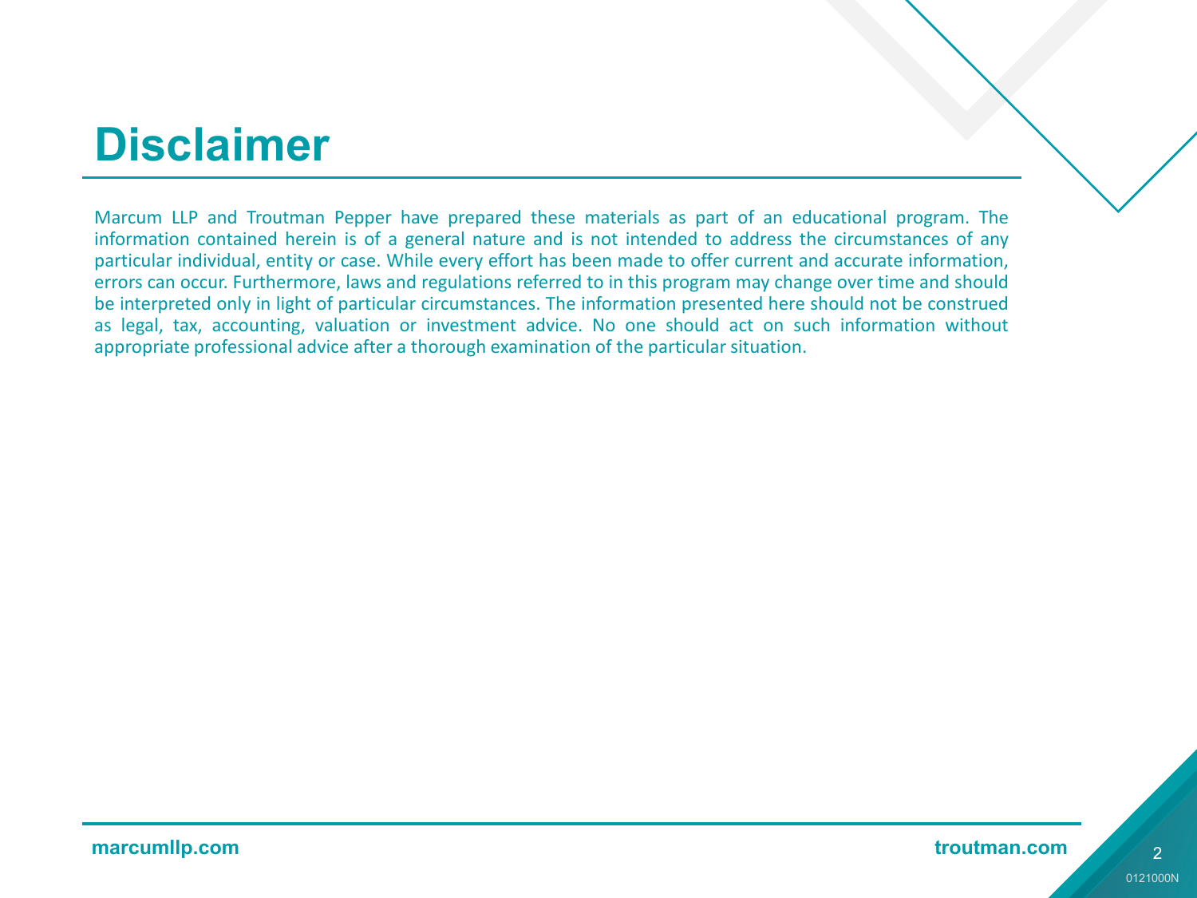# Disclaimer

Marcum LLP and Troutman Pepper have prepared these materials as part of an educational program. The information contained herein is of a general nature and is not intended to address the circumstances of any particular individual, entity or case. While every effort has been made to offer current and accurate information, errors can occur. Furthermore, laws and regulations referred to in this program may change over time and should be interpreted only in light of particular circumstances. The information presented here should not be construed as legal, tax, accounting, valuation or investment advice. No one should act on such information without appropriate professional advice after a thorough examination of the particular situation.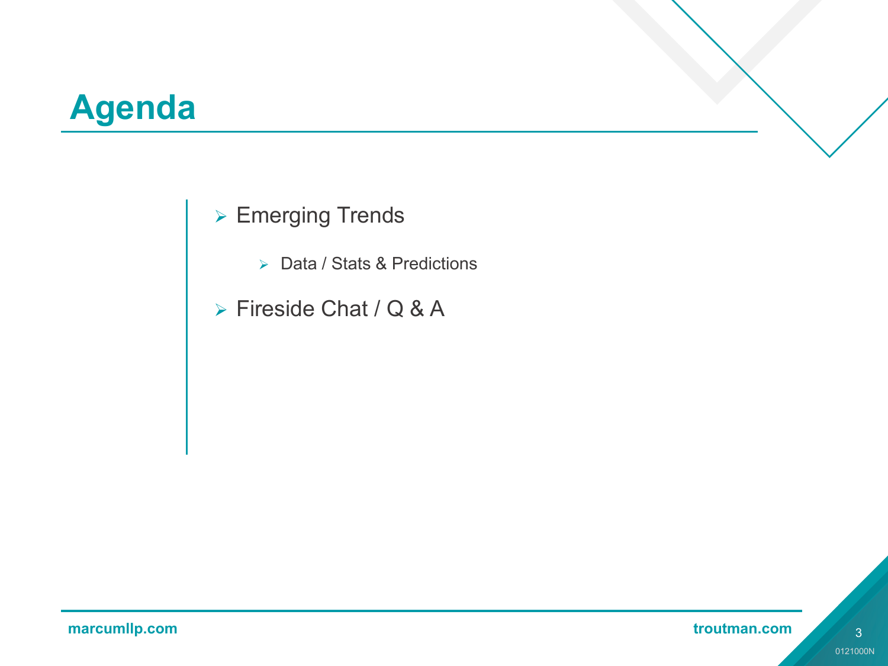# Agenda

- Emerging Trends
  - Data / Stats & Predictions
- Fireside Chat / Q & A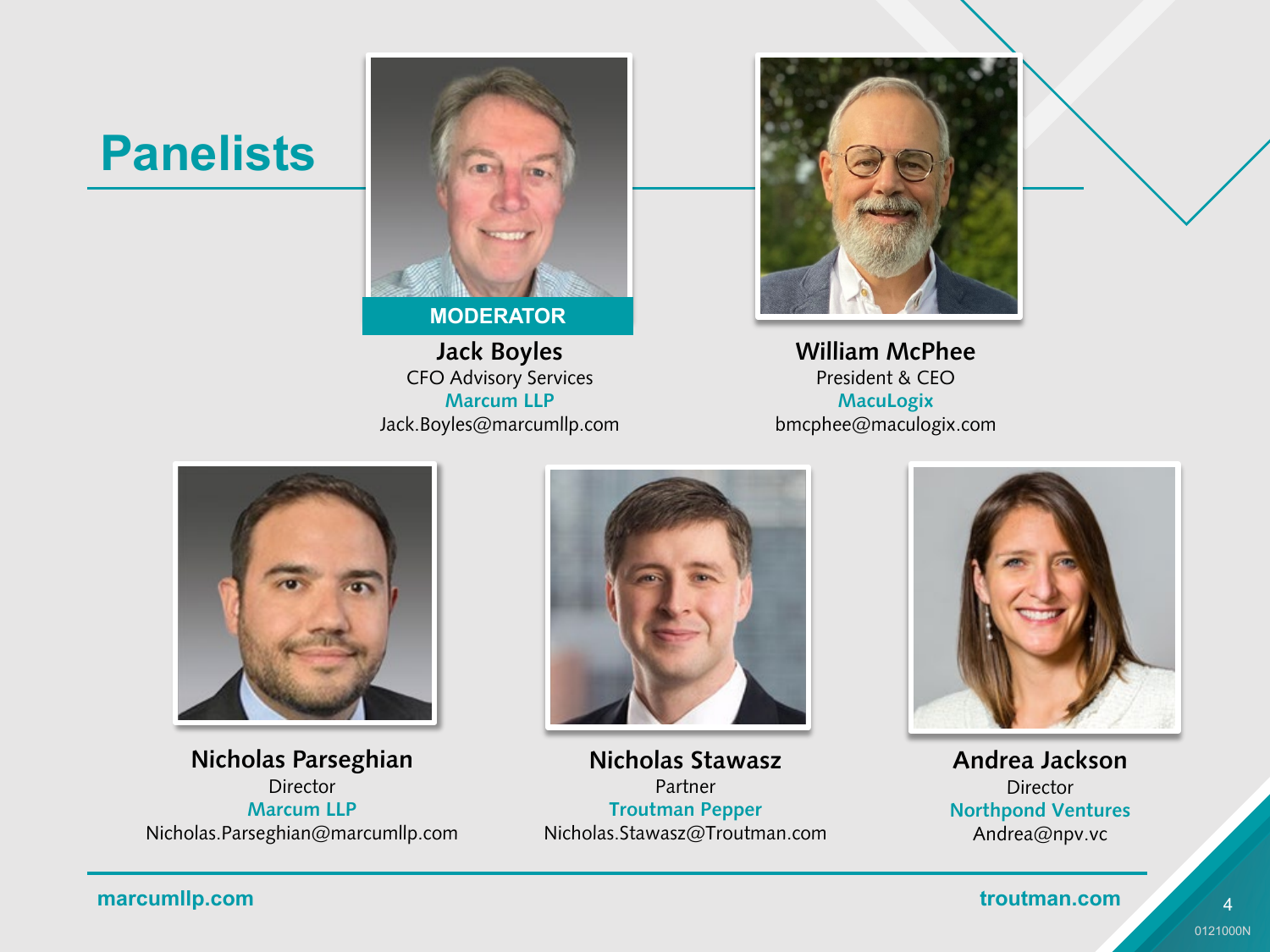# Panelists

**MODERATOR**

**Jack Boyles**
CFO Advisory Services
**Marcum LLP**
Jack.Boyles@marcumllp.com

**William McPhee**
President & CEO
**MacuLogix**
bmcphee@maculogix.com

**Nicholas Parseghian**
Director
**Marcum LLP**
Nicholas.Parseghian@marcumllp.com

**Nicholas Stawasz**
Partner
**Troutman Pepper**
Nicholas.Stawasz@Troutman.com

**Andrea Jackson**
Director
**Northpond Ventures**
Andrea@npv.vc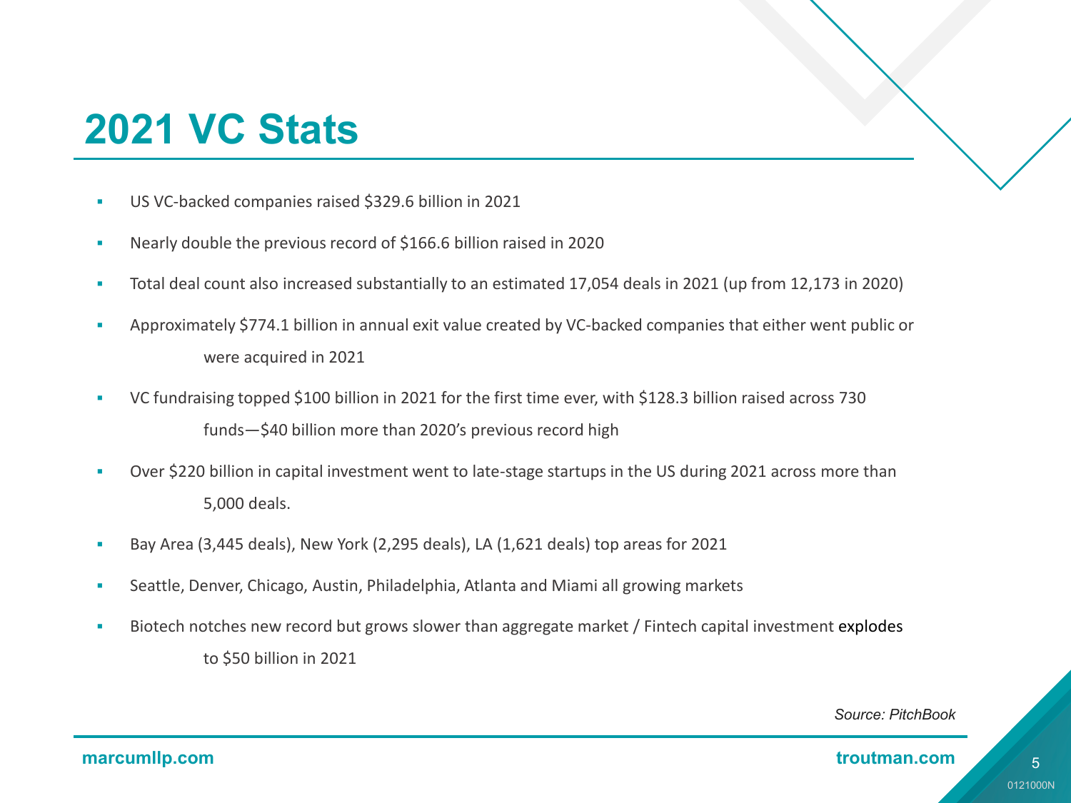# 2021 VC Stats

- US VC-backed companies raised $329.6 billion in 2021
- Nearly double the previous record of $166.6 billion raised in 2020
- Total deal count also increased substantially to an estimated 17,054 deals in 2021 (up from 12,173 in 2020)
- Approximately $774.1 billion in annual exit value created by VC-backed companies that either went public or were acquired in 2021
- VC fundraising topped $100 billion in 2021 for the first time ever, with $128.3 billion raised across 730 funds—$40 billion more than 2020's previous record high
- Over $220 billion in capital investment went to late-stage startups in the US during 2021 across more than 5,000 deals.
- Bay Area (3,445 deals), New York (2,295 deals), LA (1,621 deals) top areas for 2021
- Seattle, Denver, Chicago, Austin, Philadelphia, Atlanta and Miami all growing markets
- Biotech notches new record but grows slower than aggregate market / Fintech capital investment explodes to $50 billion in 2021

*Source: PitchBook*

marcumllp.com

troutman.com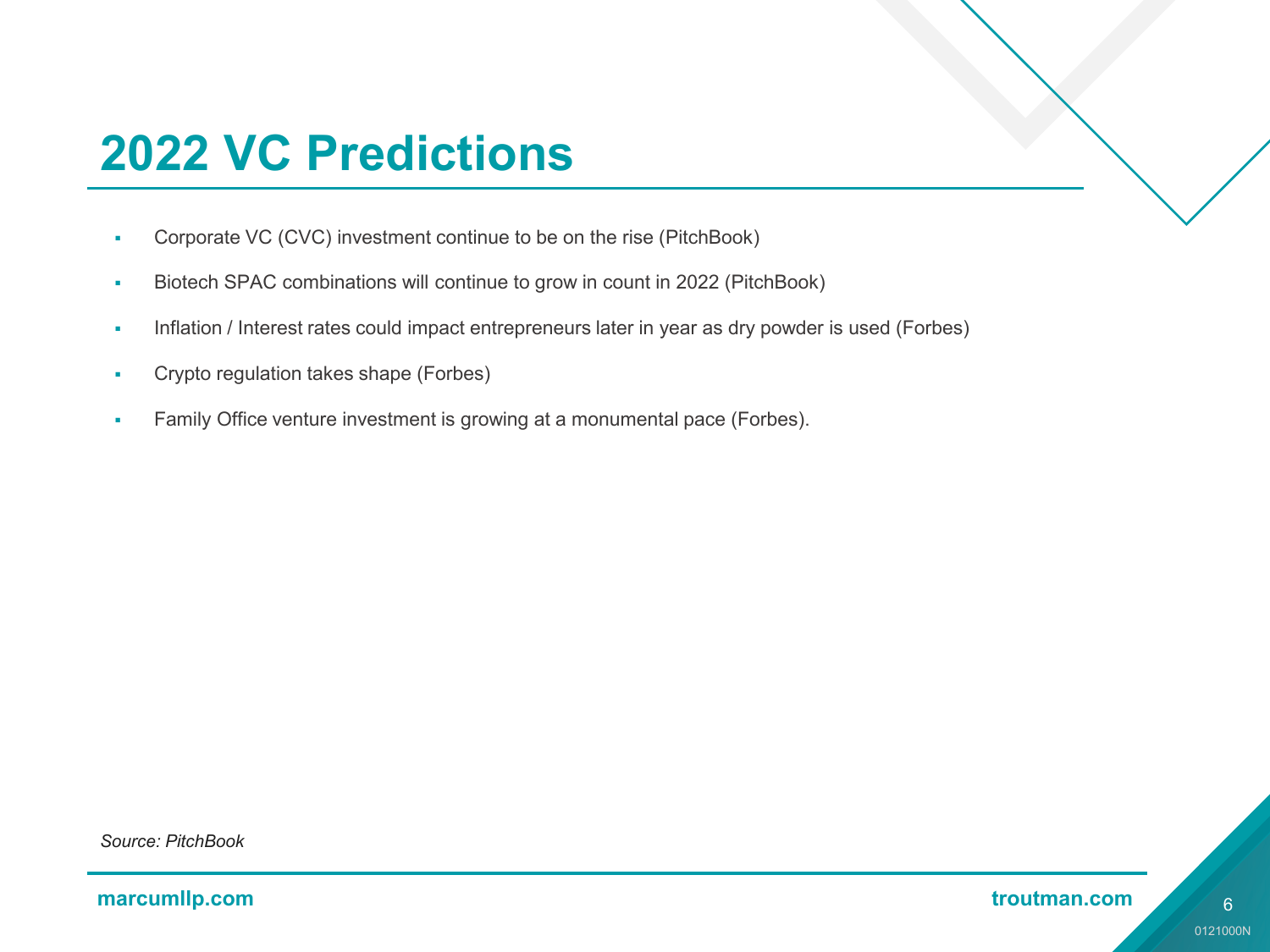# 2022 VC Predictions

- Corporate VC (CVC) investment continue to be on the rise (PitchBook)
- Biotech SPAC combinations will continue to grow in count in 2022 (PitchBook)
- Inflation / Interest rates could impact entrepreneurs later in year as dry powder is used (Forbes)
- Crypto regulation takes shape (Forbes)
- Family Office venture investment is growing at a monumental pace (Forbes).

*Source: PitchBook*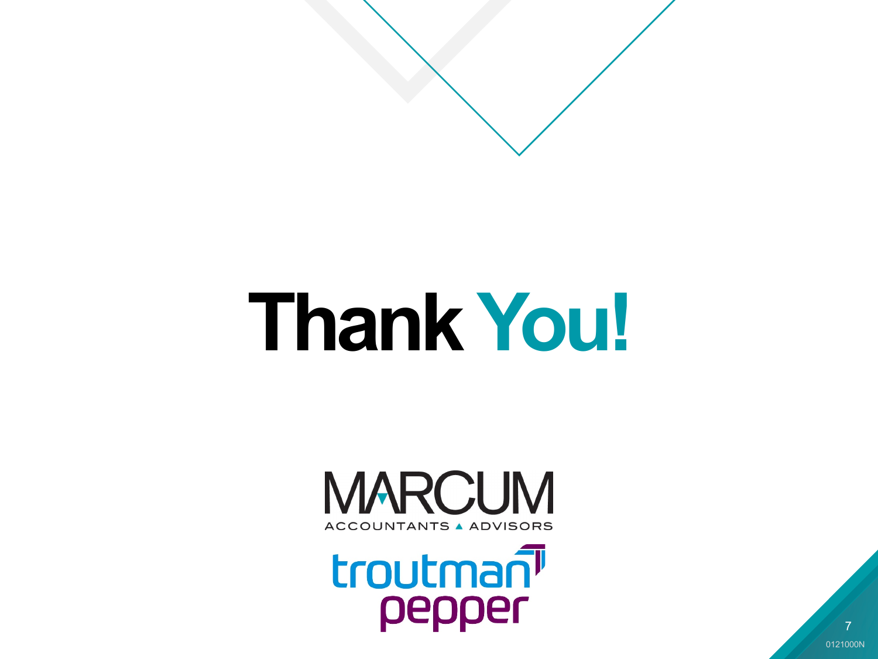# Thank You!

MARCUM

ACCOUNTANTS ▲ ADVISORS

troutman pepper

0121000N